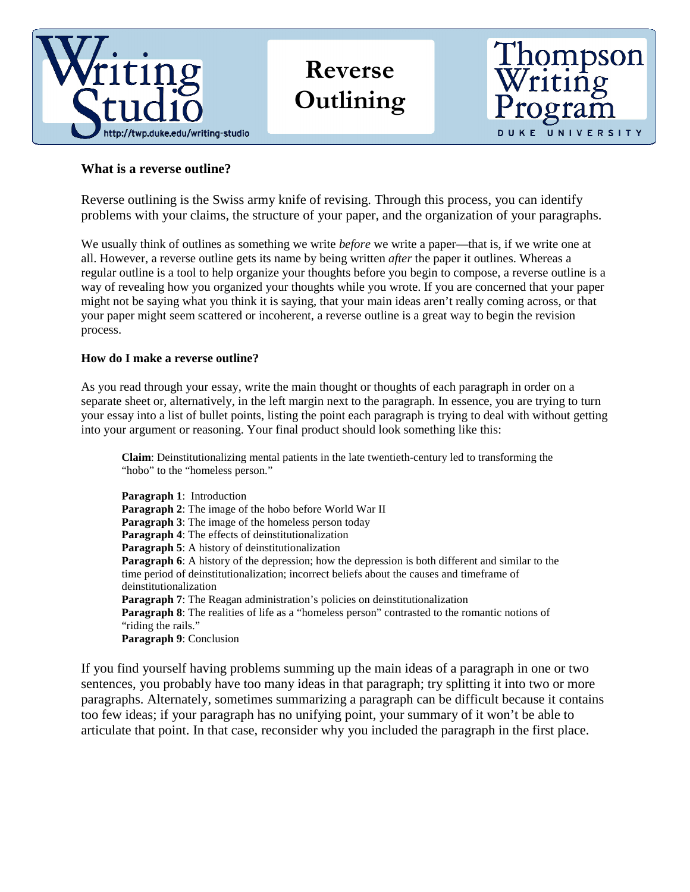Writing Studio
http://twp.duke.edu/writing-studio

# Reverse Outlining

Thompson Writing Program
DUKE UNIVERSITY

### What is a reverse outline?

Reverse outlining is the Swiss army knife of revising. Through this process, you can identify problems with your claims, the structure of your paper, and the organization of your paragraphs.

We usually think of outlines as something we write *before* we write a paper—that is, if we write one at all. However, a reverse outline gets its name by being written *after* the paper it outlines. Whereas a regular outline is a tool to help organize your thoughts before you begin to compose, a reverse outline is a way of revealing how you organized your thoughts while you wrote. If you are concerned that your paper might not be saying what you think it is saying, that your main ideas aren't really coming across, or that your paper might seem scattered or incoherent, a reverse outline is a great way to begin the revision process.

### How do I make a reverse outline?

As you read through your essay, write the main thought or thoughts of each paragraph in order on a separate sheet or, alternatively, in the left margin next to the paragraph. In essence, you are trying to turn your essay into a list of bullet points, listing the point each paragraph is trying to deal with without getting into your argument or reasoning. Your final product should look something like this:

> **Claim**: Deinstitutionalizing mental patients in the late twentieth-century led to transforming the "hobo" to the "homeless person."
>
> **Paragraph 1**: Introduction
> **Paragraph 2**: The image of the hobo before World War II
> **Paragraph 3**: The image of the homeless person today
> **Paragraph 4**: The effects of deinstitutionalization
> **Paragraph 5**: A history of deinstitutionalization
> **Paragraph 6**: A history of the depression; how the depression is both different and similar to the time period of deinstitutionalization; incorrect beliefs about the causes and timeframe of deinstitutionalization
> **Paragraph 7**: The Reagan administration's policies on deinstitutionalization
> **Paragraph 8**: The realities of life as a "homeless person" contrasted to the romantic notions of "riding the rails."
> **Paragraph 9**: Conclusion

If you find yourself having problems summing up the main ideas of a paragraph in one or two sentences, you probably have too many ideas in that paragraph; try splitting it into two or more paragraphs. Alternately, sometimes summarizing a paragraph can be difficult because it contains too few ideas; if your paragraph has no unifying point, your summary of it won't be able to articulate that point. In that case, reconsider why you included the paragraph in the first place.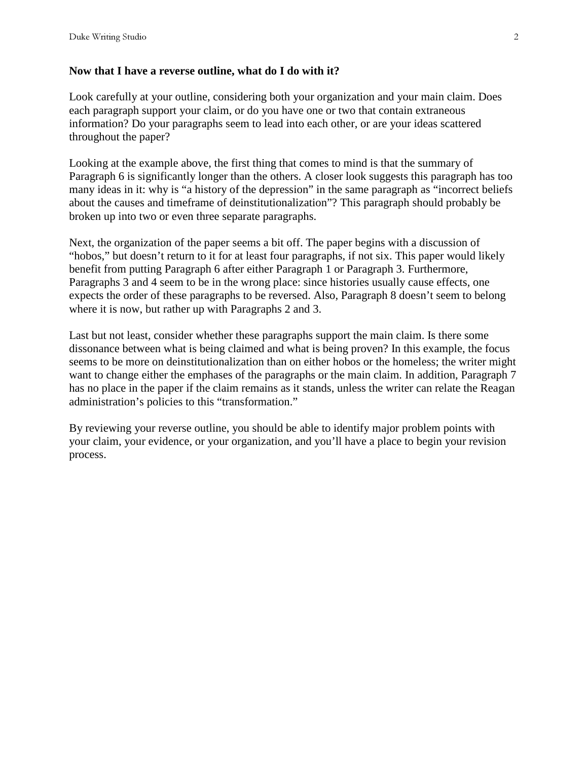**Now that I have a reverse outline, what do I do with it?**

Look carefully at your outline, considering both your organization and your main claim. Does each paragraph support your claim, or do you have one or two that contain extraneous information? Do your paragraphs seem to lead into each other, or are your ideas scattered throughout the paper?

Looking at the example above, the first thing that comes to mind is that the summary of Paragraph 6 is significantly longer than the others. A closer look suggests this paragraph has too many ideas in it: why is "a history of the depression" in the same paragraph as "incorrect beliefs about the causes and timeframe of deinstitutionalization"? This paragraph should probably be broken up into two or even three separate paragraphs.

Next, the organization of the paper seems a bit off. The paper begins with a discussion of "hobos," but doesn't return to it for at least four paragraphs, if not six. This paper would likely benefit from putting Paragraph 6 after either Paragraph 1 or Paragraph 3. Furthermore, Paragraphs 3 and 4 seem to be in the wrong place: since histories usually cause effects, one expects the order of these paragraphs to be reversed. Also, Paragraph 8 doesn't seem to belong where it is now, but rather up with Paragraphs 2 and 3.

Last but not least, consider whether these paragraphs support the main claim. Is there some dissonance between what is being claimed and what is being proven? In this example, the focus seems to be more on deinstitutionalization than on either hobos or the homeless; the writer might want to change either the emphases of the paragraphs or the main claim. In addition, Paragraph 7 has no place in the paper if the claim remains as it stands, unless the writer can relate the Reagan administration's policies to this "transformation."

By reviewing your reverse outline, you should be able to identify major problem points with your claim, your evidence, or your organization, and you'll have a place to begin your revision process.